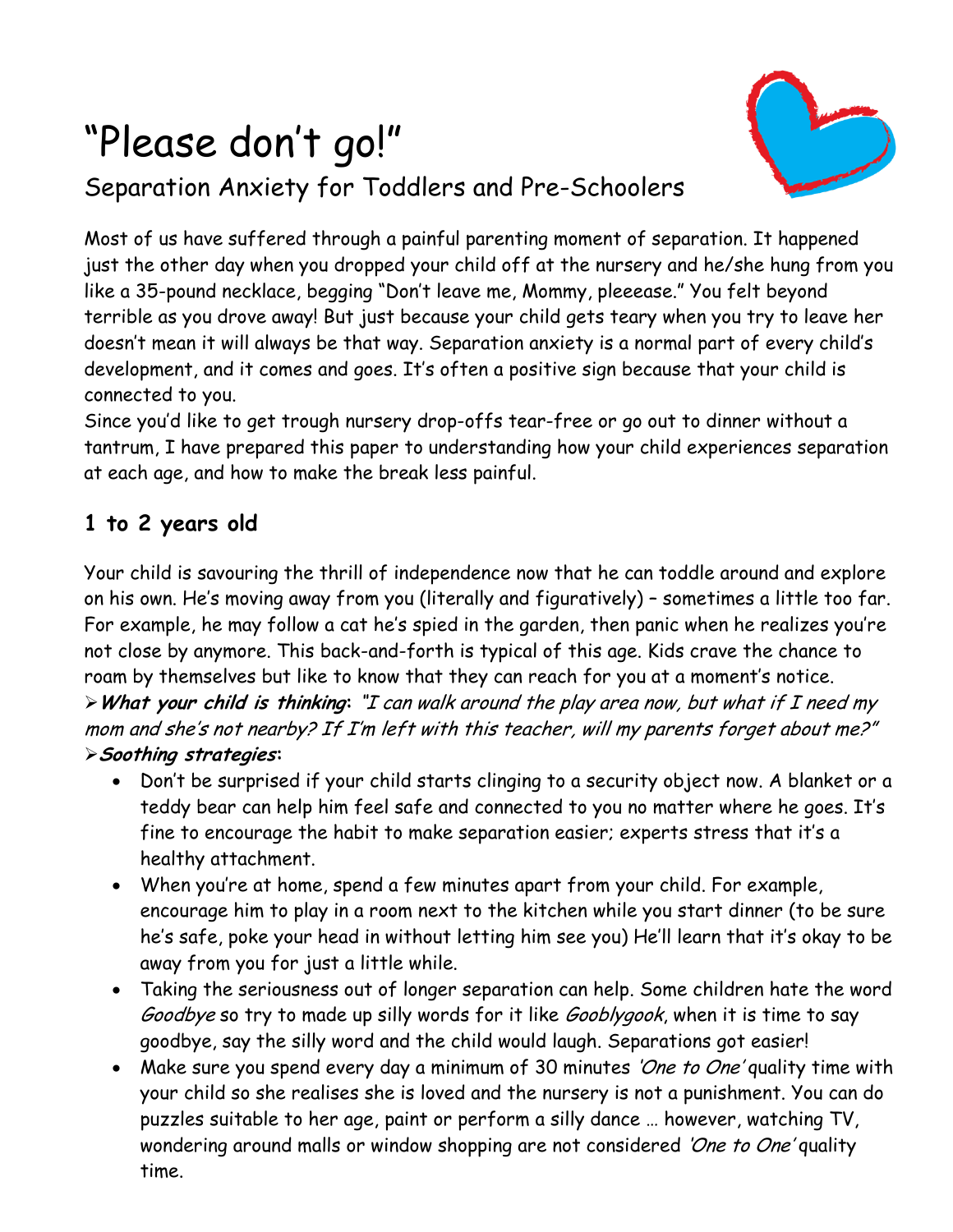# "Please don't go!"

## Separation Anxiety for Toddlers and Pre-Schoolers

Most of us have suffered through a painful parenting moment of separation. It happened just the other day when you dropped your child off at the nursery and he/she hung from you like a 35-pound necklace, begging "Don't leave me, Mommy, pleeease." You felt beyond terrible as you drove away! But just because your child gets teary when you try to leave her doesn't mean it will always be that way. Separation anxiety is a normal part of every child's development, and it comes and goes. It's often a positive sign because that your child is connected to you.

Since you'd like to get trough nursery drop-offs tear-free or go out to dinner without a tantrum, I have prepared this paper to understanding how your child experiences separation at each age, and how to make the break less painful.

### 1 to 2 years old

Your child is savouring the thrill of independence now that he can toddle around and explore on his own. He's moving away from you (literally and figuratively) – sometimes a little too far. For example, he may follow a cat he's spied in the garden, then panic when he realizes you're not close by anymore. This back-and-forth is typical of this age. Kids crave the chance to roam by themselves but like to know that they can reach for you at a moment's notice.

➢ ***What your child is thinking*:** *"I can walk around the play area now, but what if I need my mom and she's not nearby? If I'm left with this teacher, will my parents forget about me?"*

➢ ***Soothing strategies*:**

- Don't be surprised if your child starts clinging to a security object now. A blanket or a teddy bear can help him feel safe and connected to you no matter where he goes. It's fine to encourage the habit to make separation easier; experts stress that it's a healthy attachment.
- When you're at home, spend a few minutes apart from your child. For example, encourage him to play in a room next to the kitchen while you start dinner (to be sure he's safe, poke your head in without letting him see you) He'll learn that it's okay to be away from you for just a little while.
- Taking the seriousness out of longer separation can help. Some children hate the word *Goodbye* so try to made up silly words for it like *Gooblygook*, when it is time to say goodbye, say the silly word and the child would laugh. Separations got easier!
- Make sure you spend every day a minimum of 30 minutes *'One to One'* quality time with your child so she realises she is loved and the nursery is not a punishment. You can do puzzles suitable to her age, paint or perform a silly dance … however, watching TV, wondering around malls or window shopping are not considered *'One to One'* quality time.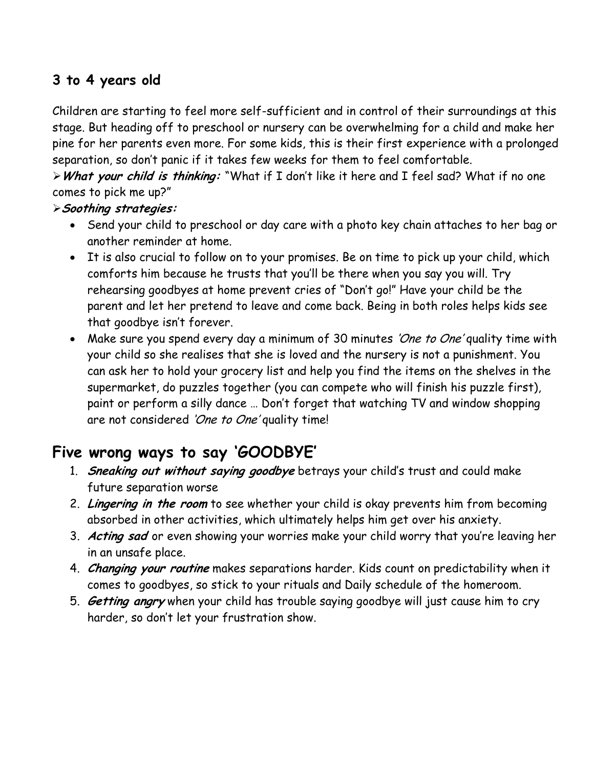### 3 to 4 years old

Children are starting to feel more self-sufficient and in control of their surroundings at this stage. But heading off to preschool or nursery can be overwhelming for a child and make her pine for her parents even more. For some kids, this is their first experience with a prolonged separation, so don't panic if it takes few weeks for them to feel comfortable.

➢ ***What your child is thinking:*** "What if I don't like it here and I feel sad? What if no one comes to pick me up?"

➢ ***Soothing strategies:***

- Send your child to preschool or day care with a photo key chain attaches to her bag or another reminder at home.
- It is also crucial to follow on to your promises. Be on time to pick up your child, which comforts him because he trusts that you'll be there when you say you will. Try rehearsing goodbyes at home prevent cries of "Don't go!" Have your child be the parent and let her pretend to leave and come back. Being in both roles helps kids see that goodbye isn't forever.
- Make sure you spend every day a minimum of 30 minutes *'One to One'* quality time with your child so she realises that she is loved and the nursery is not a punishment. You can ask her to hold your grocery list and help you find the items on the shelves in the supermarket, do puzzles together (you can compete who will finish his puzzle first), paint or perform a silly dance … Don't forget that watching TV and window shopping are not considered *'One to One'* quality time!

## Five wrong ways to say 'GOODBYE'

1. ***Sneaking out without saying goodbye*** betrays your child's trust and could make future separation worse
2. ***Lingering in the room*** to see whether your child is okay prevents him from becoming absorbed in other activities, which ultimately helps him get over his anxiety.
3. ***Acting sad*** or even showing your worries make your child worry that you're leaving her in an unsafe place.
4. ***Changing your routine*** makes separations harder. Kids count on predictability when it comes to goodbyes, so stick to your rituals and Daily schedule of the homeroom.
5. ***Getting angry*** when your child has trouble saying goodbye will just cause him to cry harder, so don't let your frustration show.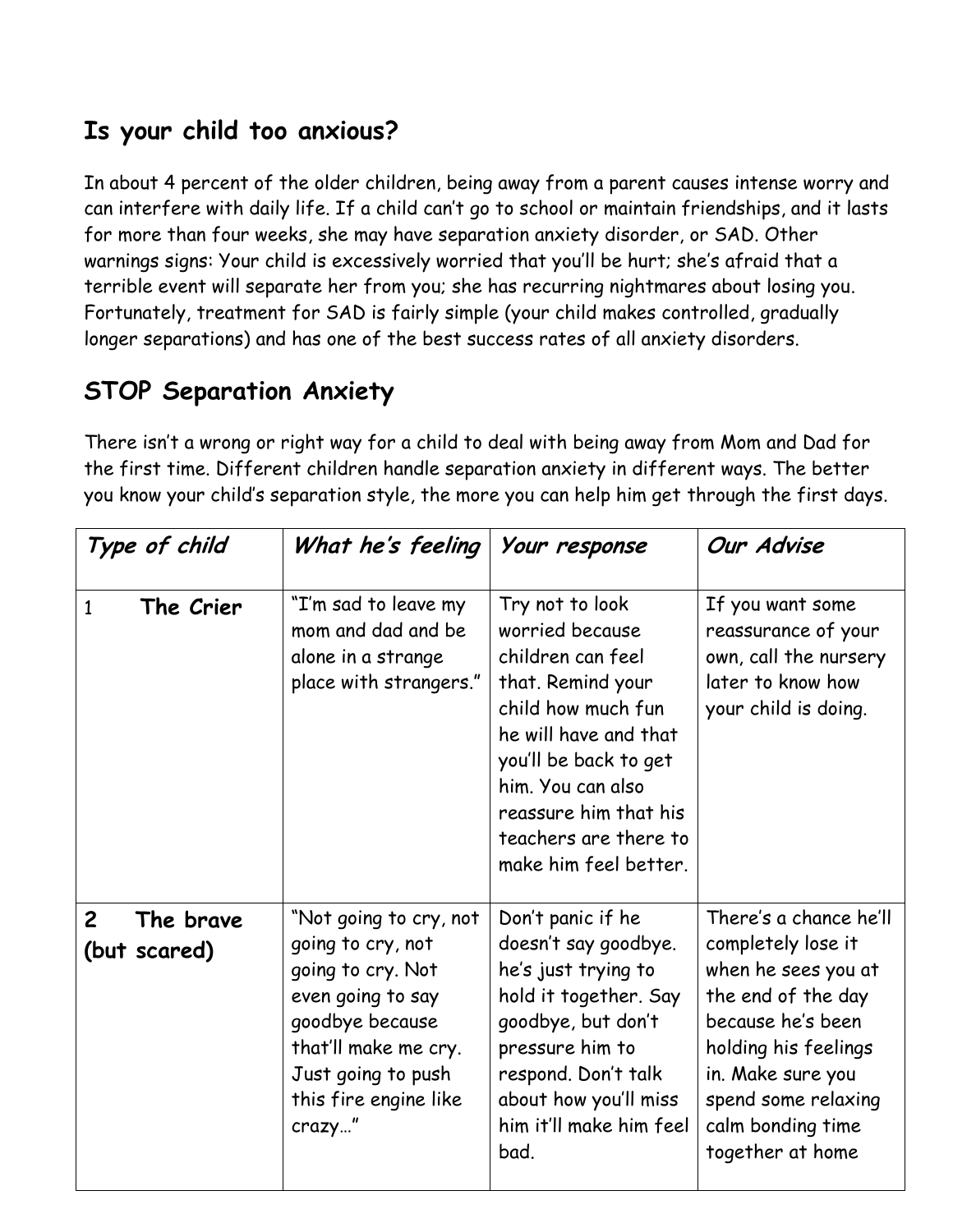## Is your child too anxious?

In about 4 percent of the older children, being away from a parent causes intense worry and can interfere with daily life. If a child can't go to school or maintain friendships, and it lasts for more than four weeks, she may have separation anxiety disorder, or SAD. Other warnings signs: Your child is excessively worried that you'll be hurt; she's afraid that a terrible event will separate her from you; she has recurring nightmares about losing you. Fortunately, treatment for SAD is fairly simple (your child makes controlled, gradually longer separations) and has one of the best success rates of all anxiety disorders.

## STOP Separation Anxiety

There isn't a wrong or right way for a child to deal with being away from Mom and Dad for the first time. Different children handle separation anxiety in different ways. The better you know your child's separation style, the more you can help him get through the first days.

| *Type of child* | *What he's feeling* | *Your response* | *Our Advise* |
|---|---|---|---|
| 1 **The Crier** | "I'm sad to leave my mom and dad and be alone in a strange place with strangers." | Try not to look worried because children can feel that. Remind your child how much fun he will have and that you'll be back to get him. You can also reassure him that his teachers are there to make him feel better. | If you want some reassurance of your own, call the nursery later to know how your child is doing. |
| **2 The brave (but scared)** | "Not going to cry, not going to cry, not going to cry. Not even going to say goodbye because that'll make me cry. Just going to push this fire engine like crazy…" | Don't panic if he doesn't say goodbye. he's just trying to hold it together. Say goodbye, but don't pressure him to respond. Don't talk about how you'll miss him it'll make him feel bad. | There's a chance he'll completely lose it when he sees you at the end of the day because he's been holding his feelings in. Make sure you spend some relaxing calm bonding time together at home |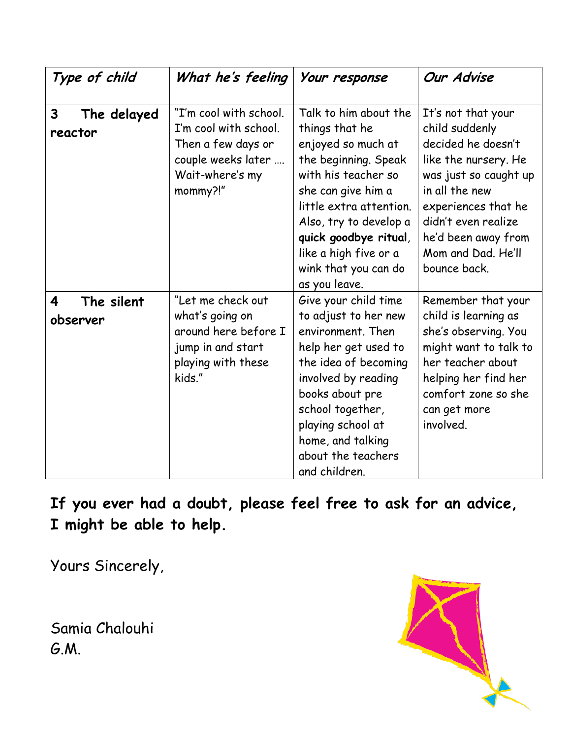| *Type of child* | *What he's feeling* | *Your response* | *Our Advise* |
| --- | --- | --- | --- |
| **3 The delayed reactor** | "I'm cool with school. I'm cool with school. Then a few days or couple weeks later …. Wait-where's my mommy?!" | Talk to him about the things that he enjoyed so much at the beginning. Speak with his teacher so she can give him a little extra attention. Also, try to develop a **quick goodbye ritual**, like a high five or a wink that you can do as you leave. | It's not that your child suddenly decided he doesn't like the nursery. He was just so caught up in all the new experiences that he didn't even realize he'd been away from Mom and Dad. He'll bounce back. |
| **4 The silent observer** | "Let me check out what's going on around here before I jump in and start playing with these kids." | Give your child time to adjust to her new environment. Then help her get used to the idea of becoming involved by reading books about pre school together, playing school at home, and talking about the teachers and children. | Remember that your child is learning as she's observing. You might want to talk to her teacher about helping her find her comfort zone so she can get more involved. |

**If you ever had a doubt, please feel free to ask for an advice, I might be able to help.**

Yours Sincerely,

Samia Chalouhi
G.M.